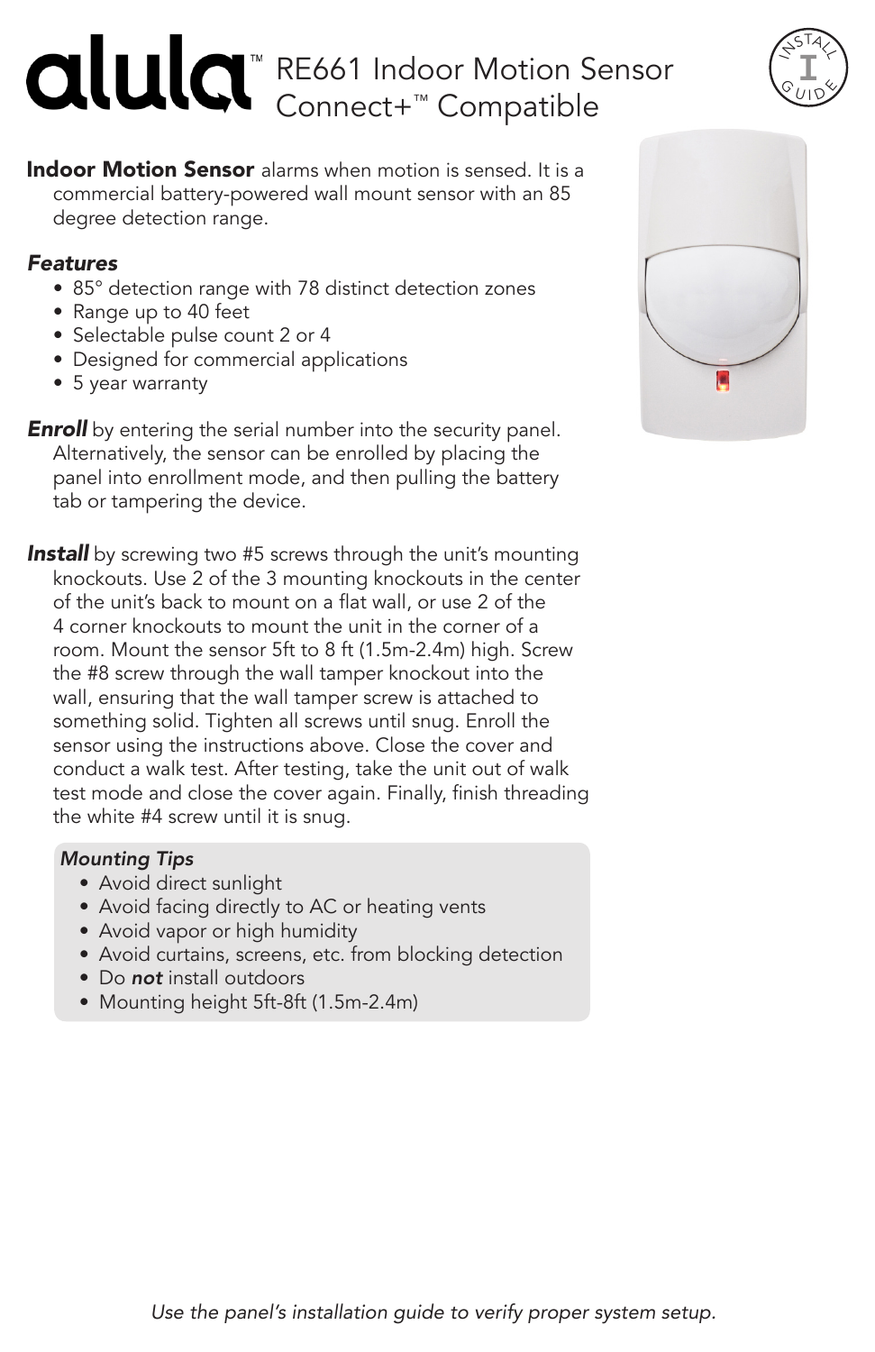# alula™ RE661 Indoor Motion Sensor Connect+™ Compatible

INSTALL GUIDE

**Indoor Motion Sensor** alarms when motion is sensed. It is a commercial battery-powered wall mount sensor with an 85 degree detection range.

### *Features*

- 85° detection range with 78 distinct detection zones
- Range up to 40 feet
- Selectable pulse count 2 or 4
- Designed for commercial applications
- 5 year warranty

***Enroll*** by entering the serial number into the security panel. Alternatively, the sensor can be enrolled by placing the panel into enrollment mode, and then pulling the battery tab or tampering the device.

***Install*** by screwing two #5 screws through the unit's mounting knockouts. Use 2 of the 3 mounting knockouts in the center of the unit's back to mount on a flat wall, or use 2 of the 4 corner knockouts to mount the unit in the corner of a room. Mount the sensor 5ft to 8 ft (1.5m-2.4m) high. Screw the #8 screw through the wall tamper knockout into the wall, ensuring that the wall tamper screw is attached to something solid. Tighten all screws until snug. Enroll the sensor using the instructions above. Close the cover and conduct a walk test. After testing, take the unit out of walk test mode and close the cover again. Finally, finish threading the white #4 screw until it is snug.

*Mounting Tips*

- Avoid direct sunlight
- Avoid facing directly to AC or heating vents
- Avoid vapor or high humidity
- Avoid curtains, screens, etc. from blocking detection
- Do ***not*** install outdoors
- Mounting height 5ft-8ft (1.5m-2.4m)

*Use the panel's installation guide to verify proper system setup.*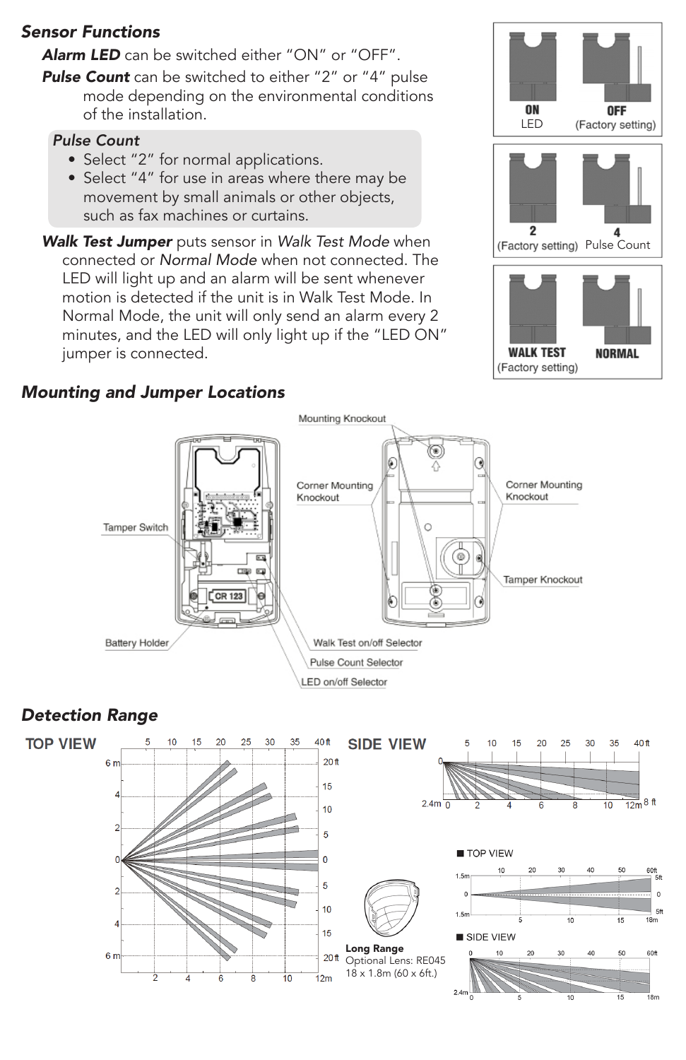## Sensor Functions

***Alarm LED*** can be switched either "ON" or "OFF".

***Pulse Count*** can be switched to either "2" or "4" pulse mode depending on the environmental conditions of the installation.

> ***Pulse Count***
> - Select "2" for normal applications.
> - Select "4" for use in areas where there may be movement by small animals or other objects, such as fax machines or curtains.

***Walk Test Jumper*** puts sensor in *Walk Test Mode* when connected or *Normal Mode* when not connected. The LED will light up and an alarm will be sent whenever motion is detected if the unit is in Walk Test Mode. In Normal Mode, the unit will only send an alarm every 2 minutes, and the LED will only light up if the "LED ON" jumper is connected.

| ON | OFF |
|---|---|
| LED | (Factory setting) |

| 2 | 4 |
|---|---|
| (Factory setting) | Pulse Count |

| WALK TEST | NORMAL |
|---|---|
| (Factory setting) | |

## Mounting and Jumper Locations

Mounting Knockout

Corner Mounting Knockout

Corner Mounting Knockout

Tamper Switch

Tamper Knockout

Battery Holder

CR 123

Walk Test on/off Selector

Pulse Count Selector

LED on/off Selector

## Detection Range

TOP VIEW

SIDE VIEW

■ TOP VIEW

■ SIDE VIEW

**Long Range**
Optional Lens: RE045
18 x 1.8m (60 x 6ft.)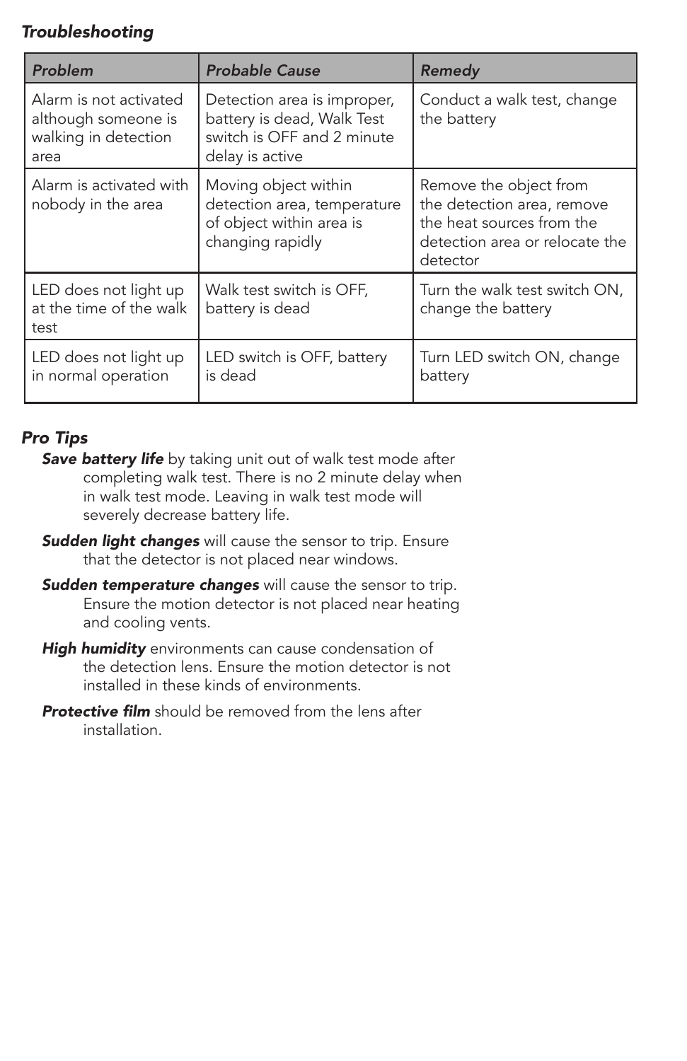### *Troubleshooting*

| *Problem* | *Probable Cause* | *Remedy* |
|---|---|---|
| Alarm is not activated although someone is walking in detection area | Detection area is improper, battery is dead, Walk Test switch is OFF and 2 minute delay is active | Conduct a walk test, change the battery |
| Alarm is activated with nobody in the area | Moving object within detection area, temperature of object within area is changing rapidly | Remove the object from the detection area, remove the heat sources from the detection area or relocate the detector |
| LED does not light up at the time of the walk test | Walk test switch is OFF, battery is dead | Turn the walk test switch ON, change the battery |
| LED does not light up in normal operation | LED switch is OFF, battery is dead | Turn LED switch ON, change battery |

### *Pro Tips*

***Save battery life*** by taking unit out of walk test mode after completing walk test. There is no 2 minute delay when in walk test mode. Leaving in walk test mode will severely decrease battery life.

***Sudden light changes*** will cause the sensor to trip. Ensure that the detector is not placed near windows.

***Sudden temperature changes*** will cause the sensor to trip. Ensure the motion detector is not placed near heating and cooling vents.

***High humidity*** environments can cause condensation of the detection lens. Ensure the motion detector is not installed in these kinds of environments.

***Protective film*** should be removed from the lens after installation.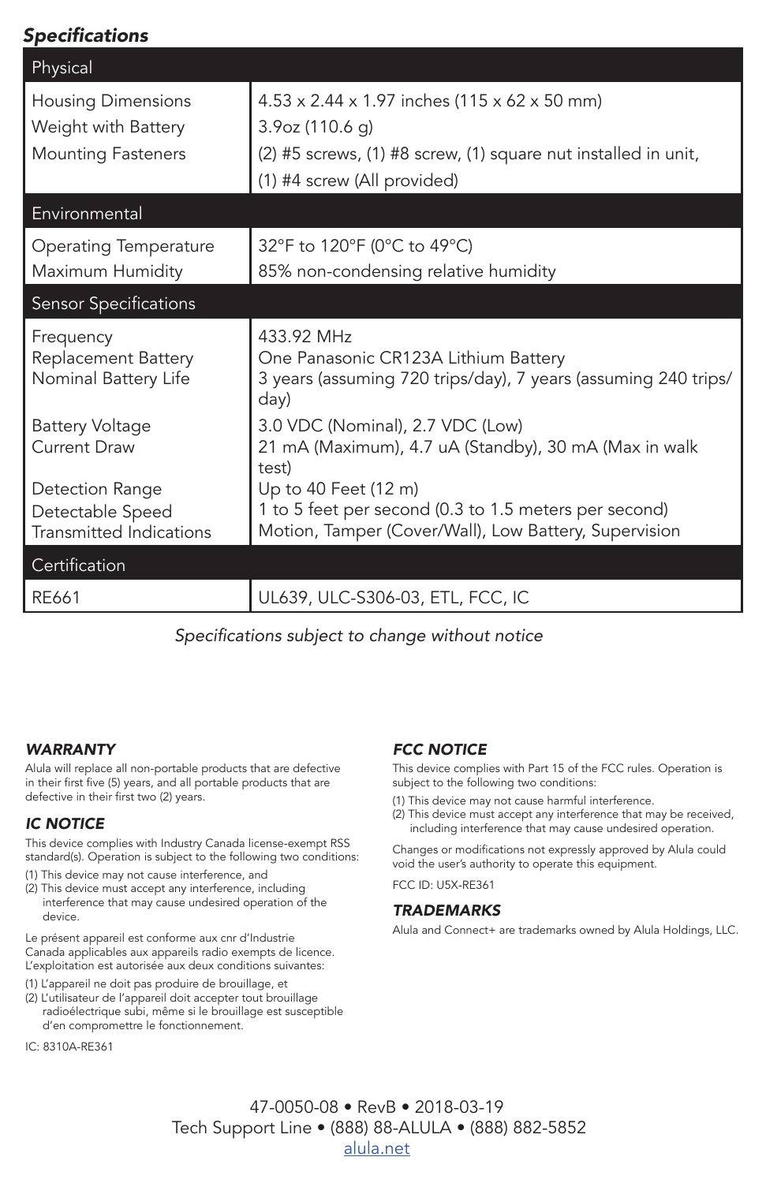## *Specifications*

| | |
|---|---|
| **Physical** | |
| Housing Dimensions | 4.53 x 2.44 x 1.97 inches (115 x 62 x 50 mm) |
| Weight with Battery | 3.9oz (110.6 g) |
| Mounting Fasteners | (2) #5 screws, (1) #8 screw, (1) square nut installed in unit, (1) #4 screw (All provided) |
| **Environmental** | |
| Operating Temperature | 32°F to 120°F (0°C to 49°C) |
| Maximum Humidity | 85% non-condensing relative humidity |
| **Sensor Specifications** | |
| Frequency | 433.92 MHz |
| Replacement Battery | One Panasonic CR123A Lithium Battery |
| Nominal Battery Life | 3 years (assuming 720 trips/day), 7 years (assuming 240 trips/day) |
| Battery Voltage | 3.0 VDC (Nominal), 2.7 VDC (Low) |
| Current Draw | 21 mA (Maximum), 4.7 uA (Standby), 30 mA (Max in walk test) |
| Detection Range | Up to 40 Feet (12 m) |
| Detectable Speed | 1 to 5 feet per second (0.3 to 1.5 meters per second) |
| Transmitted Indications | Motion, Tamper (Cover/Wall), Low Battery, Supervision |
| **Certification** | |
| RE661 | UL639, ULC-S306-03, ETL, FCC, IC |

*Specifications subject to change without notice*

### *WARRANTY*

Alula will replace all non-portable products that are defective in their first five (5) years, and all portable products that are defective in their first two (2) years.

### *IC NOTICE*

This device complies with Industry Canada license-exempt RSS standard(s). Operation is subject to the following two conditions:

(1) This device may not cause interference, and
(2) This device must accept any interference, including interference that may cause undesired operation of the device.

Le présent appareil est conforme aux cnr d'Industrie Canada applicables aux appareils radio exempts de licence. L'exploitation est autorisée aux deux conditions suivantes:

(1) L'appareil ne doit pas produire de brouillage, et
(2) L'utilisateur de l'appareil doit accepter tout brouillage radioélectrique subi, même si le brouillage est susceptible d'en compromettre le fonctionnement.

IC: 8310A-RE361

### *FCC NOTICE*

This device complies with Part 15 of the FCC rules. Operation is subject to the following two conditions:

(1) This device may not cause harmful interference.
(2) This device must accept any interference that may be received, including interference that may cause undesired operation.

Changes or modifications not expressly approved by Alula could void the user's authority to operate this equipment.

FCC ID: U5X-RE361

### *TRADEMARKS*

Alula and Connect+ are trademarks owned by Alula Holdings, LLC.

47-0050-08 • RevB • 2018-03-19
Tech Support Line • (888) 88-ALULA • (888) 882-5852
alula.net